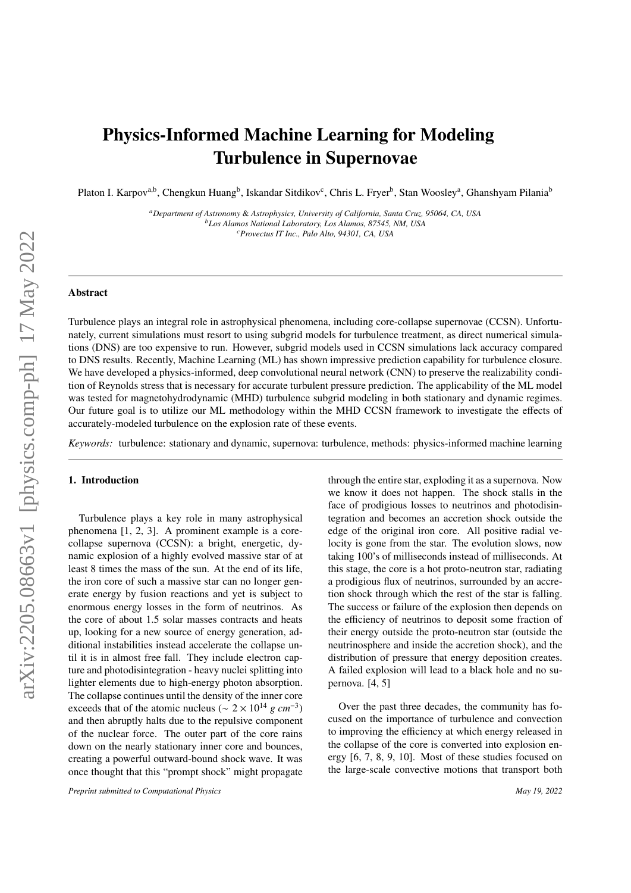# Physics-Informed Machine Learning for Modeling Turbulence in Supernovae

Platon I. Karpov[a,b], Chengkun Huang[b], Iskandar Sitdikov[c], Chris L. Fryer[b], Stan Woosley[a], Ghanshyam Pilania[b]

[a]*Department of Astronomy & Astrophysics, University of California, Santa Cruz, 95064, CA, USA*
[b]*Los Alamos National Laboratory, Los Alamos, 87545, NM, USA*
[c]*Provectus IT Inc., Palo Alto, 94301, CA, USA*

## Abstract

Turbulence plays an integral role in astrophysical phenomena, including core-collapse supernovae (CCSN). Unfortunately, current simulations must resort to using subgrid models for turbulence treatment, as direct numerical simulations (DNS) are too expensive to run. However, subgrid models used in CCSN simulations lack accuracy compared to DNS results. Recently, Machine Learning (ML) has shown impressive prediction capability for turbulence closure. We have developed a physics-informed, deep convolutional neural network (CNN) to preserve the realizability condition of Reynolds stress that is necessary for accurate turbulent pressure prediction. The applicability of the ML model was tested for magnetohydrodynamic (MHD) turbulence subgrid modeling in both stationary and dynamic regimes. Our future goal is to utilize our ML methodology within the MHD CCSN framework to investigate the effects of accurately-modeled turbulence on the explosion rate of these events.

*Keywords:* turbulence: stationary and dynamic, supernova: turbulence, methods: physics-informed machine learning

## 1. Introduction

Turbulence plays a key role in many astrophysical phenomena [1, 2, 3]. A prominent example is a core-collapse supernova (CCSN): a bright, energetic, dynamic explosion of a highly evolved massive star of at least 8 times the mass of the sun. At the end of its life, the iron core of such a massive star can no longer generate energy by fusion reactions and yet is subject to enormous energy losses in the form of neutrinos. As the core of about 1.5 solar masses contracts and heats up, looking for a new source of energy generation, additional instabilities instead accelerate the collapse until it is in almost free fall. They include electron capture and photodisintegration - heavy nuclei splitting into lighter elements due to high-energy photon absorption. The collapse continues until the density of the inner core exceeds that of the atomic nucleus ($\sim 2 \times 10^{14}$ $g\ cm^{-3}$) and then abruptly halts due to the repulsive component of the nuclear force. The outer part of the core rains down on the nearly stationary inner core and bounces, creating a powerful outward-bound shock wave. It was once thought that this "prompt shock" might propagate through the entire star, exploding it as a supernova. Now we know it does not happen. The shock stalls in the face of prodigious losses to neutrinos and photodisintegration and becomes an accretion shock outside the edge of the original iron core. All positive radial velocity is gone from the star. The evolution slows, now taking 100's of milliseconds instead of milliseconds. At this stage, the core is a hot proto-neutron star, radiating a prodigious flux of neutrinos, surrounded by an accretion shock through which the rest of the star is falling. The success or failure of the explosion then depends on the efficiency of neutrinos to deposit some fraction of their energy outside the proto-neutron star (outside the neutrinosphere and inside the accretion shock), and the distribution of pressure that energy deposition creates. A failed explosion will lead to a black hole and no supernova. [4, 5]

Over the past three decades, the community has focused on the importance of turbulence and convection to improving the efficiency at which energy released in the collapse of the core is converted into explosion energy [6, 7, 8, 9, 10]. Most of these studies focused on the large-scale convective motions that transport both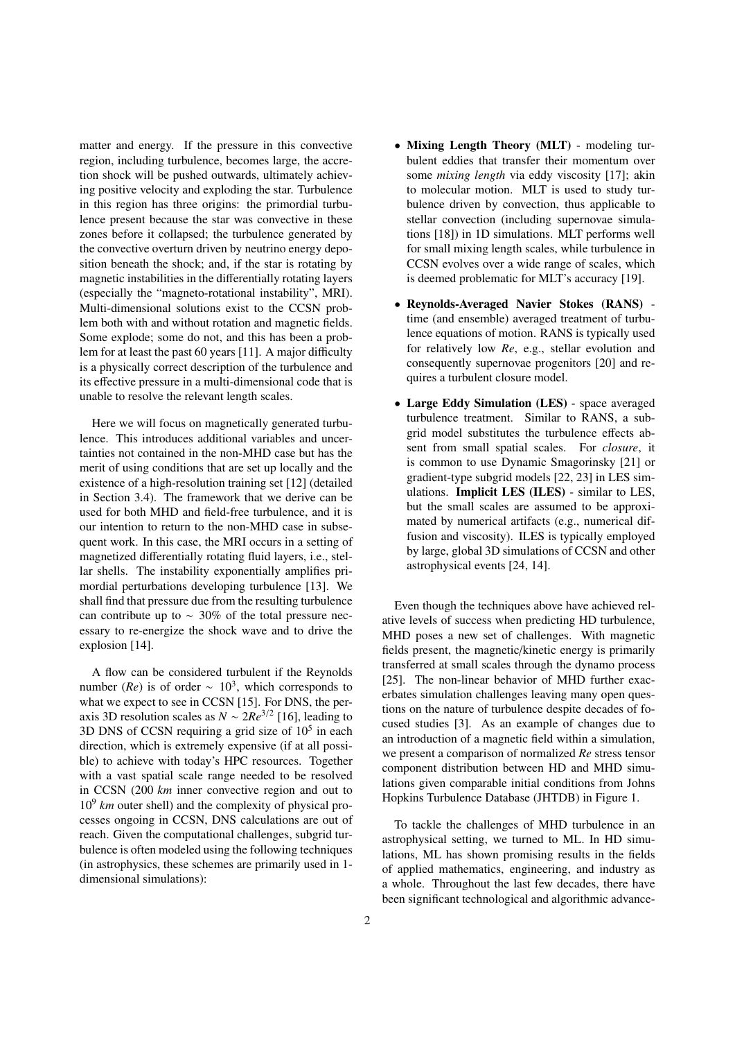matter and energy. If the pressure in this convective region, including turbulence, becomes large, the accretion shock will be pushed outwards, ultimately achieving positive velocity and exploding the star. Turbulence in this region has three origins: the primordial turbulence present because the star was convective in these zones before it collapsed; the turbulence generated by the convective overturn driven by neutrino energy deposition beneath the shock; and, if the star is rotating by magnetic instabilities in the differentially rotating layers (especially the "magneto-rotational instability", MRI). Multi-dimensional solutions exist to the CCSN problem both with and without rotation and magnetic fields. Some explode; some do not, and this has been a problem for at least the past 60 years [11]. A major difficulty is a physically correct description of the turbulence and its effective pressure in a multi-dimensional code that is unable to resolve the relevant length scales.

Here we will focus on magnetically generated turbulence. This introduces additional variables and uncertainties not contained in the non-MHD case but has the merit of using conditions that are set up locally and the existence of a high-resolution training set [12] (detailed in Section 3.4). The framework that we derive can be used for both MHD and field-free turbulence, and it is our intention to return to the non-MHD case in subsequent work. In this case, the MRI occurs in a setting of magnetized differentially rotating fluid layers, i.e., stellar shells. The instability exponentially amplifies primordial perturbations developing turbulence [13]. We shall find that pressure due from the resulting turbulence can contribute up to $\sim$ 30% of the total pressure necessary to re-energize the shock wave and to drive the explosion [14].

A flow can be considered turbulent if the Reynolds number (*Re*) is of order $\sim 10^3$, which corresponds to what we expect to see in CCSN [15]. For DNS, the per-axis 3D resolution scales as $N \sim 2Re^{3/2}$ [16], leading to 3D DNS of CCSN requiring a grid size of $10^5$ in each direction, which is extremely expensive (if at all possible) to achieve with today's HPC resources. Together with a vast spatial scale range needed to be resolved in CCSN (200 *km* inner convective region and out to $10^9$ *km* outer shell) and the complexity of physical processes ongoing in CCSN, DNS calculations are out of reach. Given the computational challenges, subgrid turbulence is often modeled using the following techniques (in astrophysics, these schemes are primarily used in 1-dimensional simulations):

- **Mixing Length Theory (MLT)** - modeling turbulent eddies that transfer their momentum over some *mixing length* via eddy viscosity [17]; akin to molecular motion. MLT is used to study turbulence driven by convection, thus applicable to stellar convection (including supernovae simulations [18]) in 1D simulations. MLT performs well for small mixing length scales, while turbulence in CCSN evolves over a wide range of scales, which is deemed problematic for MLT's accuracy [19].
- **Reynolds-Averaged Navier Stokes (RANS)** - time (and ensemble) averaged treatment of turbulence equations of motion. RANS is typically used for relatively low *Re*, e.g., stellar evolution and consequently supernovae progenitors [20] and requires a turbulent closure model.
- **Large Eddy Simulation (LES)** - space averaged turbulence treatment. Similar to RANS, a subgrid model substitutes the turbulence effects absent from small spatial scales. For *closure*, it is common to use Dynamic Smagorinsky [21] or gradient-type subgrid models [22, 23] in LES simulations. **Implicit LES (ILES)** - similar to LES, but the small scales are assumed to be approximated by numerical artifacts (e.g., numerical diffusion and viscosity). ILES is typically employed by large, global 3D simulations of CCSN and other astrophysical events [24, 14].

Even though the techniques above have achieved relative levels of success when predicting HD turbulence, MHD poses a new set of challenges. With magnetic fields present, the magnetic/kinetic energy is primarily transferred at small scales through the dynamo process [25]. The non-linear behavior of MHD further exacerbates simulation challenges leaving many open questions on the nature of turbulence despite decades of focused studies [3]. As an example of changes due to an introduction of a magnetic field within a simulation, we present a comparison of normalized *Re* stress tensor component distribution between HD and MHD simulations given comparable initial conditions from Johns Hopkins Turbulence Database (JHTDB) in Figure 1.

To tackle the challenges of MHD turbulence in an astrophysical setting, we turned to ML. In HD simulations, ML has shown promising results in the fields of applied mathematics, engineering, and industry as a whole. Throughout the last few decades, there have been significant technological and algorithmic advance-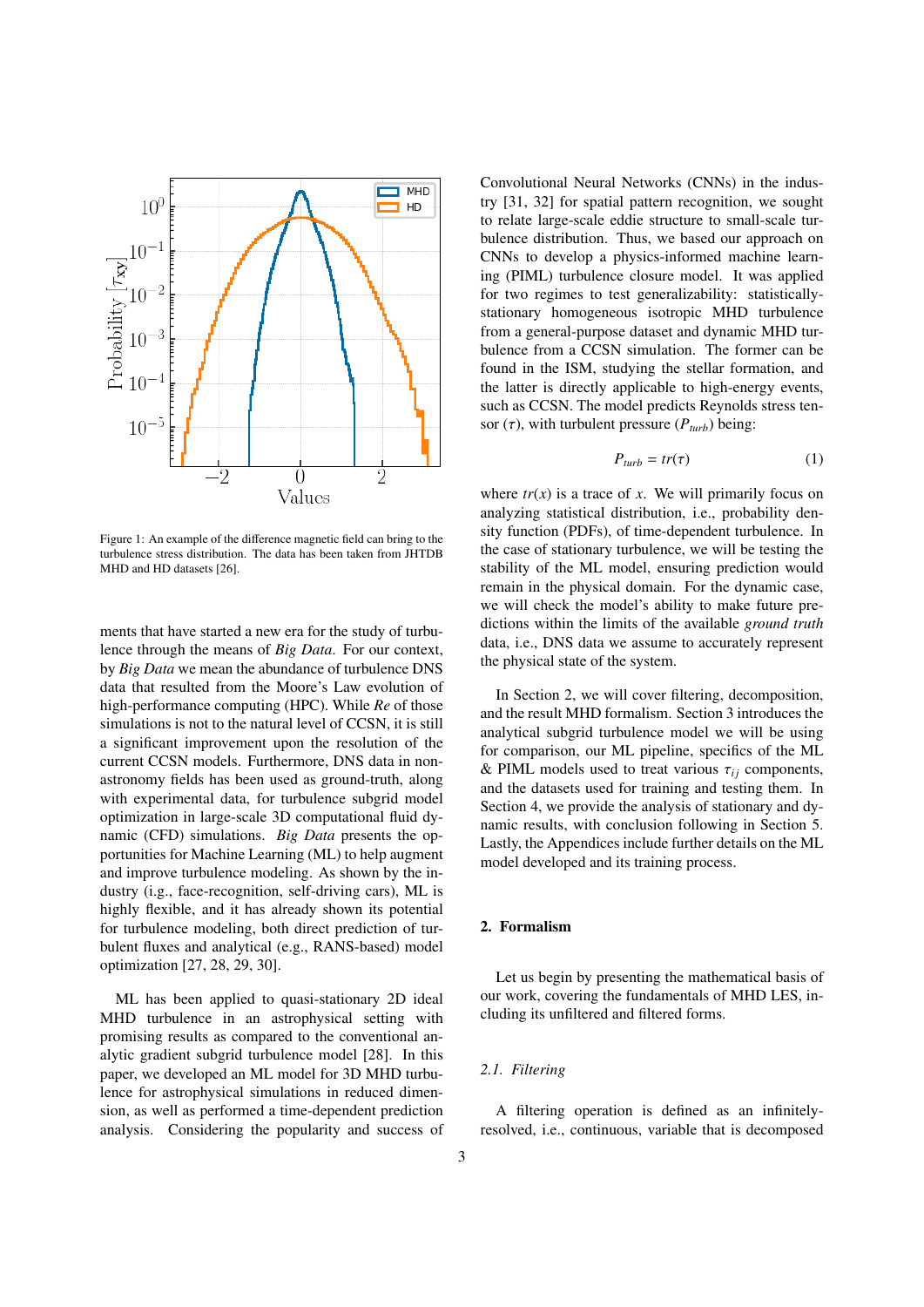Figure 1: An example of the difference magnetic field can bring to the turbulence stress distribution. The data has been taken from JHTDB MHD and HD datasets [26].

ments that have started a new era for the study of turbulence through the means of *Big Data*. For our context, by *Big Data* we mean the abundance of turbulence DNS data that resulted from the Moore's Law evolution of high-performance computing (HPC). While *Re* of those simulations is not to the natural level of CCSN, it is still a significant improvement upon the resolution of the current CCSN models. Furthermore, DNS data in non-astronomy fields has been used as ground-truth, along with experimental data, for turbulence subgrid model optimization in large-scale 3D computational fluid dynamic (CFD) simulations. *Big Data* presents the opportunities for Machine Learning (ML) to help augment and improve turbulence modeling. As shown by the industry (i.e., face-recognition, self-driving cars), ML is highly flexible, and it has already shown its potential for turbulence modeling, both direct prediction of turbulent fluxes and analytical (e.g., RANS-based) model optimization [27, 28, 29, 30].

ML has been applied to quasi-stationary 2D ideal MHD turbulence in an astrophysical setting with promising results as compared to the conventional analytic gradient subgrid turbulence model [28]. In this paper, we developed an ML model for 3D MHD turbulence for astrophysical simulations in reduced dimension, as well as performed a time-dependent prediction analysis. Considering the popularity and success of Convolutional Neural Networks (CNNs) in the industry [31, 32] for spatial pattern recognition, we sought to relate large-scale eddie structure to small-scale turbulence distribution. Thus, we based our approach on CNNs to develop a physics-informed machine learning (PIML) turbulence closure model. It was applied for two regimes to test generalizability: statistically-stationary homogeneous isotropic MHD turbulence from a general-purpose dataset and dynamic MHD turbulence from a CCSN simulation. The former can be found in the ISM, studying the stellar formation, and the latter is directly applicable to high-energy events, such as CCSN. The model predicts Reynolds stress tensor ($\tau$), with turbulent pressure ($P_{turb}$) being:

$$P_{turb} = tr(\tau) \tag{1}$$

where $tr(x)$ is a trace of $x$. We will primarily focus on analyzing statistical distribution, i.e., probability density function (PDFs), of time-dependent turbulence. In the case of stationary turbulence, we will be testing the stability of the ML model, ensuring prediction would remain in the physical domain. For the dynamic case, we will check the model's ability to make future predictions within the limits of the available *ground truth* data, i.e., DNS data we assume to accurately represent the physical state of the system.

In Section 2, we will cover filtering, decomposition, and the result MHD formalism. Section 3 introduces the analytical subgrid turbulence model we will be using for comparison, our ML pipeline, specifics of the ML & PIML models used to treat various $\tau_{ij}$ components, and the datasets used for training and testing them. In Section 4, we provide the analysis of stationary and dynamic results, with conclusion following in Section 5. Lastly, the Appendices include further details on the ML model developed and its training process.

## 2. Formalism

Let us begin by presenting the mathematical basis of our work, covering the fundamentals of MHD LES, including its unfiltered and filtered forms.

### 2.1. Filtering

A filtering operation is defined as an infinitely-resolved, i.e., continuous, variable that is decomposed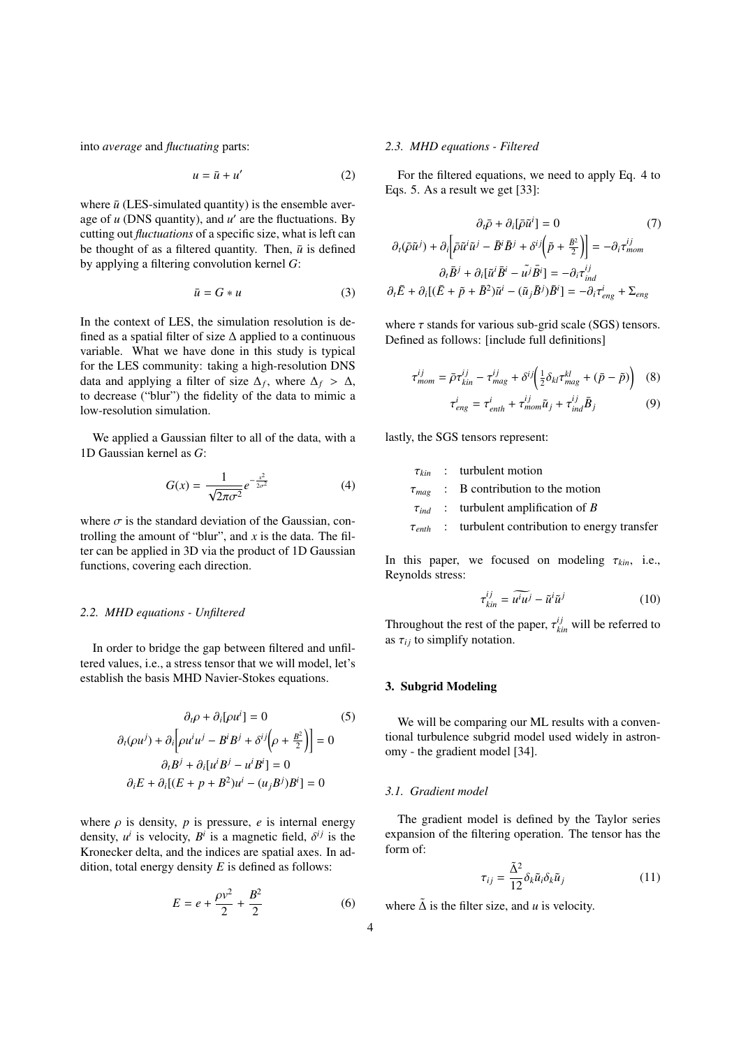into *average* and *fluctuating* parts:

$$u = \bar{u} + u' \tag{2}$$

where $\bar{u}$ (LES-simulated quantity) is the ensemble average of $u$ (DNS quantity), and $u'$ are the fluctuations. By cutting out *fluctuations* of a specific size, what is left can be thought of as a filtered quantity. Then, $\bar{u}$ is defined by applying a filtering convolution kernel $G$:

$$\bar{u} = G * u \tag{3}$$

In the context of LES, the simulation resolution is defined as a spatial filter of size $\Delta$ applied to a continuous variable. What we have done in this study is typical for the LES community: taking a high-resolution DNS data and applying a filter of size $\Delta_f$, where $\Delta_f > \Delta$, to decrease ("blur") the fidelity of the data to mimic a low-resolution simulation.

We applied a Gaussian filter to all of the data, with a 1D Gaussian kernel as $G$:

$$G(x) = \frac{1}{\sqrt{2\pi\sigma^2}} e^{-\frac{x^2}{2\sigma^2}} \tag{4}$$

where $\sigma$ is the standard deviation of the Gaussian, controlling the amount of "blur", and $x$ is the data. The filter can be applied in 3D via the product of 1D Gaussian functions, covering each direction.

### 2.2. MHD equations - Unfiltered

In order to bridge the gap between filtered and unfiltered values, i.e., a stress tensor that we will model, let's establish the basis MHD Navier-Stokes equations.

$$\begin{gathered}
\partial_t \rho + \partial_i [\rho u^i] = 0 \\
\partial_t (\rho u^j) + \partial_i \left[ \rho u^i u^j - B^i B^j + \delta^{ij} \left( \rho + \frac{B^2}{2} \right) \right] = 0 \\
\partial_t B^j + \partial_i [u^i B^j - u^i B^i] = 0 \\
\partial_i E + \partial_i [(E + p + B^2) u^i - (u_j B^j) B^i] = 0
\end{gathered} \tag{5}$$

where $\rho$ is density, $p$ is pressure, $e$ is internal energy density, $u^i$ is velocity, $B^i$ is a magnetic field, $\delta^{ij}$ is the Kronecker delta, and the indices are spatial axes. In addition, total energy density $E$ is defined as follows:

$$E = e + \frac{\rho v^2}{2} + \frac{B^2}{2} \tag{6}$$

### 2.3. MHD equations - Filtered

For the filtered equations, we need to apply Eq. 4 to Eqs. 5. As a result we get [33]:

$$\begin{gathered}
\partial_t \bar{\rho} + \partial_i [\bar{\rho} \tilde{u}^i] = 0 \\
\partial_t (\bar{\rho} \tilde{u}^j) + \partial_i \left[ \bar{\rho} \tilde{u}^i \tilde{u}^j - \bar{B}^i \bar{B}^j + \delta^{ij} \left( \tilde{p} + \frac{\bar{B}^2}{2} \right) \right] = -\partial_i \tau^{ij}_{mom} \\
\partial_t \bar{B}^j + \partial_i [\tilde{u}^i \bar{B}^i - \tilde{u^j} \bar{B}^i] = -\partial_i \tau^{ij}_{ind} \\
\partial_t \bar{E} + \partial_i [(\bar{E} + \tilde{p} + \bar{B}^2) \tilde{u}^i - (\tilde{u}_j \bar{B}^j) \bar{B}^i] = -\partial_i \tau^i_{eng} + \Sigma_{eng}
\end{gathered} \tag{7}$$

where $\tau$ stands for various sub-grid scale (SGS) tensors. Defined as follows: [include full definitions]

$$\tau^{ij}_{mom} = \bar{\rho} \tau^{ij}_{kin} - \tau^{ij}_{mag} + \delta^{ij} \left( \tfrac{1}{2} \delta_{kl} \tau^{kl}_{mag} + (\bar{p} - \tilde{p}) \right) \tag{8}$$

$$\tau^i_{eng} = \tau^i_{enth} + \tau^{ij}_{mom} \tilde{u}_j + \tau^{ij}_{ind} \bar{B}_j \tag{9}$$

lastly, the SGS tensors represent:

- $\tau_{kin}$ : turbulent motion
- $\tau_{mag}$ : B contribution to the motion
- $\tau_{ind}$ : turbulent amplification of $B$
- $\tau_{enth}$ : turbulent contribution to energy transfer

In this paper, we focused on modeling $\tau_{kin}$, i.e., Reynolds stress:

$$\tau^{ij}_{kin} = \widetilde{u^i u^j} - \tilde{u}^i \tilde{u}^j \tag{10}$$

Throughout the rest of the paper, $\tau^{ij}_{kin}$ will be referred to as $\tau_{ij}$ to simplify notation.

## 3. Subgrid Modeling

We will be comparing our ML results with a conventional turbulence subgrid model used widely in astronomy - the gradient model [34].

### 3.1. Gradient model

The gradient model is defined by the Taylor series expansion of the filtering operation. The tensor has the form of:

$$\tau_{ij} = \frac{\tilde{\Delta}^2}{12} \delta_k \tilde{u}_i \delta_k \tilde{u}_j \tag{11}$$

where $\tilde{\Delta}$ is the filter size, and $u$ is velocity.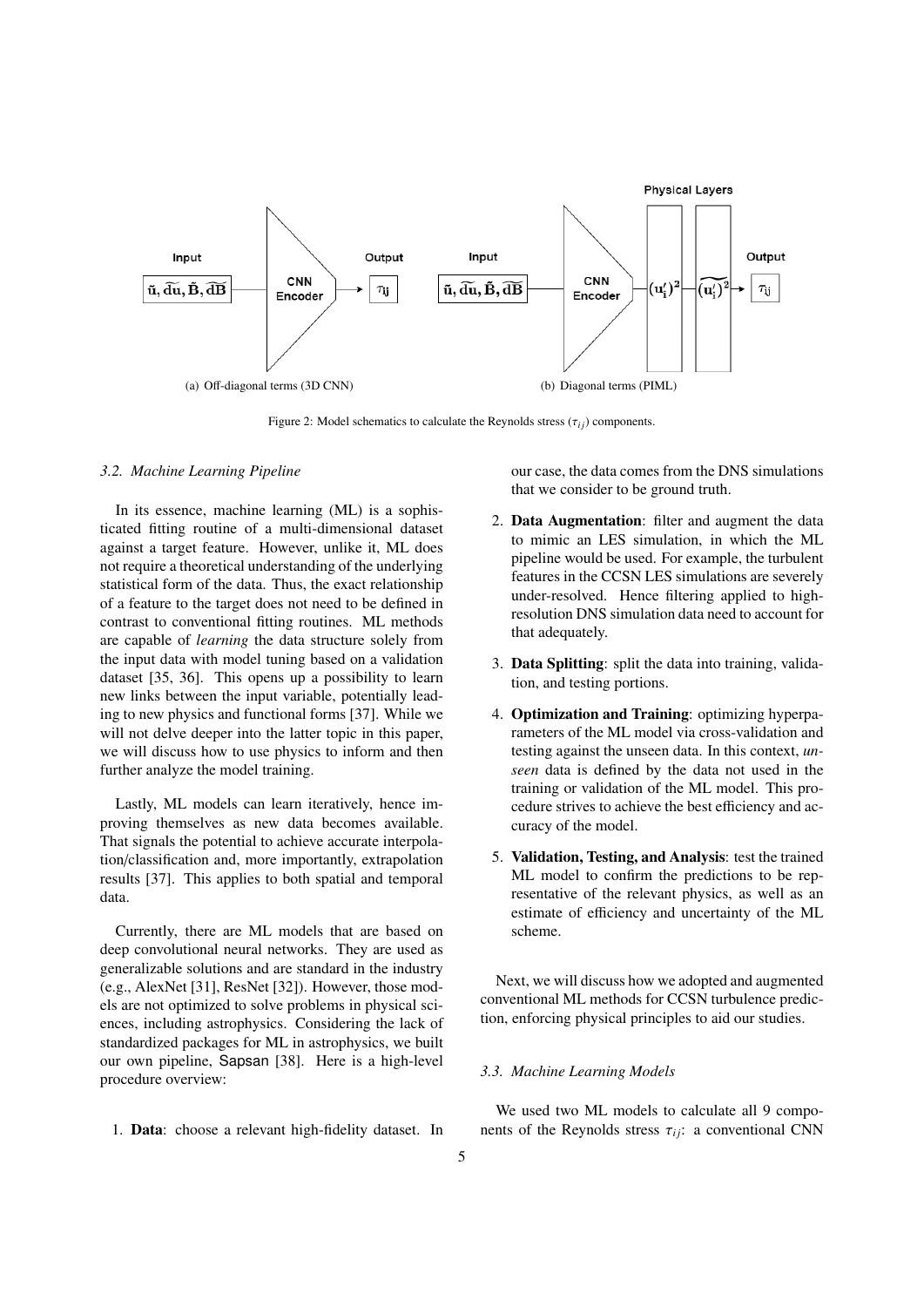Figure 2: Model schematics to calculate the Reynolds stress ($\tau_{ij}$) components.

(a) Off-diagonal terms (3D CNN)

(b) Diagonal terms (PIML)

### 3.2. Machine Learning Pipeline

In its essence, machine learning (ML) is a sophisticated fitting routine of a multi-dimensional dataset against a target feature. However, unlike it, ML does not require a theoretical understanding of the underlying statistical form of the data. Thus, the exact relationship of a feature to the target does not need to be defined in contrast to conventional fitting routines. ML methods are capable of *learning* the data structure solely from the input data with model tuning based on a validation dataset [35, 36]. This opens up a possibility to learn new links between the input variable, potentially leading to new physics and functional forms [37]. While we will not delve deeper into the latter topic in this paper, we will discuss how to use physics to inform and then further analyze the model training.

Lastly, ML models can learn iteratively, hence improving themselves as new data becomes available. That signals the potential to achieve accurate interpolation/classification and, more importantly, extrapolation results [37]. This applies to both spatial and temporal data.

Currently, there are ML models that are based on deep convolutional neural networks. They are used as generalizable solutions and are standard in the industry (e.g., AlexNet [31], ResNet [32]). However, those models are not optimized to solve problems in physical sciences, including astrophysics. Considering the lack of standardized packages for ML in astrophysics, we built our own pipeline, Sapsan [38]. Here is a high-level procedure overview:

1. **Data**: choose a relevant high-fidelity dataset. In our case, the data comes from the DNS simulations that we consider to be ground truth.
2. **Data Augmentation**: filter and augment the data to mimic an LES simulation, in which the ML pipeline would be used. For example, the turbulent features in the CCSN LES simulations are severely under-resolved. Hence filtering applied to high-resolution DNS simulation data need to account for that adequately.
3. **Data Splitting**: split the data into training, validation, and testing portions.
4. **Optimization and Training**: optimizing hyperparameters of the ML model via cross-validation and testing against the unseen data. In this context, *unseen* data is defined by the data not used in the training or validation of the ML model. This procedure strives to achieve the best efficiency and accuracy of the model.
5. **Validation, Testing, and Analysis**: test the trained ML model to confirm the predictions to be representative of the relevant physics, as well as an estimate of efficiency and uncertainty of the ML scheme.

Next, we will discuss how we adopted and augmented conventional ML methods for CCSN turbulence prediction, enforcing physical principles to aid our studies.

### 3.3. Machine Learning Models

We used two ML models to calculate all 9 components of the Reynolds stress $\tau_{ij}$: a conventional CNN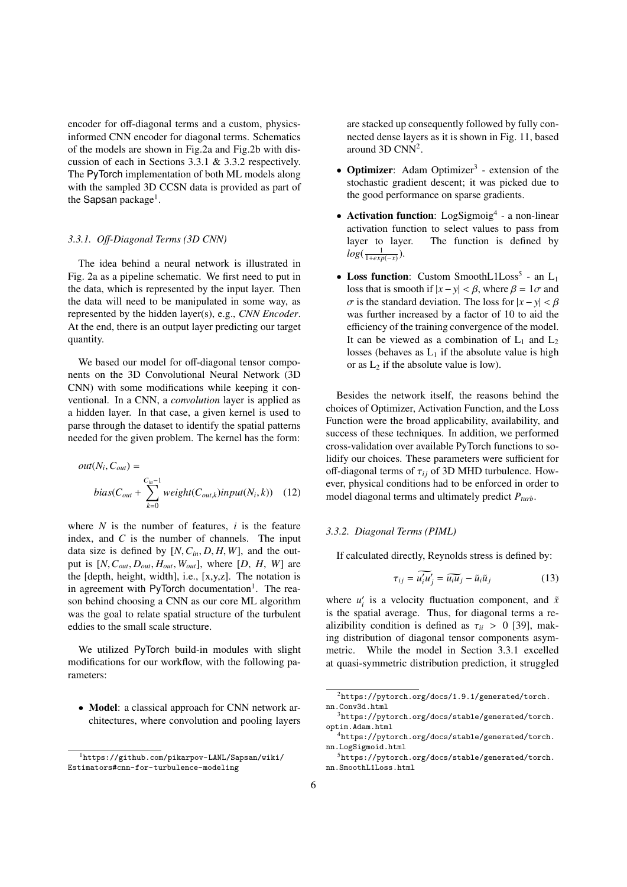encoder for off-diagonal terms and a custom, physics-informed CNN encoder for diagonal terms. Schematics of the models are shown in Fig.2a and Fig.2b with discussion of each in Sections 3.3.1 & 3.3.2 respectively. The PyTorch implementation of both ML models along with the sampled 3D CCSN data is provided as part of the Sapsan package[1].

### 3.3.1. Off-Diagonal Terms (3D CNN)

The idea behind a neural network is illustrated in Fig. 2a as a pipeline schematic. We first need to put in the data, which is represented by the input layer. Then the data will need to be manipulated in some way, as represented by the hidden layer(s), e.g., *CNN Encoder*. At the end, there is an output layer predicting our target quantity.

We based our model for off-diagonal tensor components on the 3D Convolutional Neural Network (3D CNN) with some modifications while keeping it conventional. In a CNN, a *convolution* layer is applied as a hidden layer. In that case, a given kernel is used to parse through the dataset to identify the spatial patterns needed for the given problem. The kernel has the form:

$$out(N_i, C_{out}) = bias(C_{out} + \sum_{k=0}^{C_{in}-1} weight(C_{out,k}) input(N_i, k)) \quad (12)$$

where $N$ is the number of features, $i$ is the feature index, and $C$ is the number of channels. The input data size is defined by $[N, C_{in}, D, H, W]$, and the output is $[N, C_{out}, D_{out}, H_{out}, W_{out}]$, where $[D, H, W]$ are the [depth, height, width], i.e., [x,y,z]. The notation is in agreement with PyTorch documentation[1]. The reason behind choosing a CNN as our core ML algorithm was the goal to relate spatial structure of the turbulent eddies to the small scale structure.

We utilized PyTorch build-in modules with slight modifications for our workflow, with the following parameters:

- **Model**: a classical approach for CNN network architectures, where convolution and pooling layers are stacked up consequently followed by fully connected dense layers as it is shown in Fig. 11, based around 3D CNN[2].
- **Optimizer**: Adam Optimizer[3] - extension of the stochastic gradient descent; it was picked due to the good performance on sparse gradients.
- **Activation function**: LogSigmoig[4] - a non-linear activation function to select values to pass from layer to layer. The function is defined by $log(\frac{1}{1+exp(-x)})$.
- **Loss function**: Custom SmoothL1Loss[5] - an $L_1$ loss that is smooth if $|x - y| < \beta$, where $\beta = 1\sigma$ and $\sigma$ is the standard deviation. The loss for $|x - y| < \beta$ was further increased by a factor of 10 to aid the efficiency of the training convergence of the model. It can be viewed as a combination of $L_1$ and $L_2$ losses (behaves as $L_1$ if the absolute value is high or as $L_2$ if the absolute value is low).

Besides the network itself, the reasons behind the choices of Optimizer, Activation Function, and the Loss Function were the broad applicability, availability, and success of these techniques. In addition, we performed cross-validation over available PyTorch functions to solidify our choices. These parameters were sufficient for off-diagonal terms of $\tau_{ij}$ of 3D MHD turbulence. However, physical conditions had to be enforced in order to model diagonal terms and ultimately predict $P_{turb}$.

### 3.3.2. Diagonal Terms (PIML)

If calculated directly, Reynolds stress is defined by:

$$\tau_{ij} = \widetilde{u_i' u_j'} = \widetilde{u_i u_j} - \tilde{u}_i \tilde{u}_j \quad (13)$$

where $u_i'$ is a velocity fluctuation component, and $\tilde{x}$ is the spatial average. Thus, for diagonal terms a realizibility condition is defined as $\tau_{ii} > 0$ [39], making distribution of diagonal tensor components asymmetric. While the model in Section 3.3.1 excelled at quasi-symmetric distribution prediction, it struggled

[1] https://github.com/pikarpov-LANL/Sapsan/wiki/Estimators#cnn-for-turbulence-modeling

[2] https://pytorch.org/docs/1.9.1/generated/torch.nn.Conv3d.html

[3] https://pytorch.org/docs/stable/generated/torch.optim.Adam.html

[4] https://pytorch.org/docs/stable/generated/torch.nn.LogSigmoid.html

[5] https://pytorch.org/docs/stable/generated/torch.nn.SmoothL1Loss.html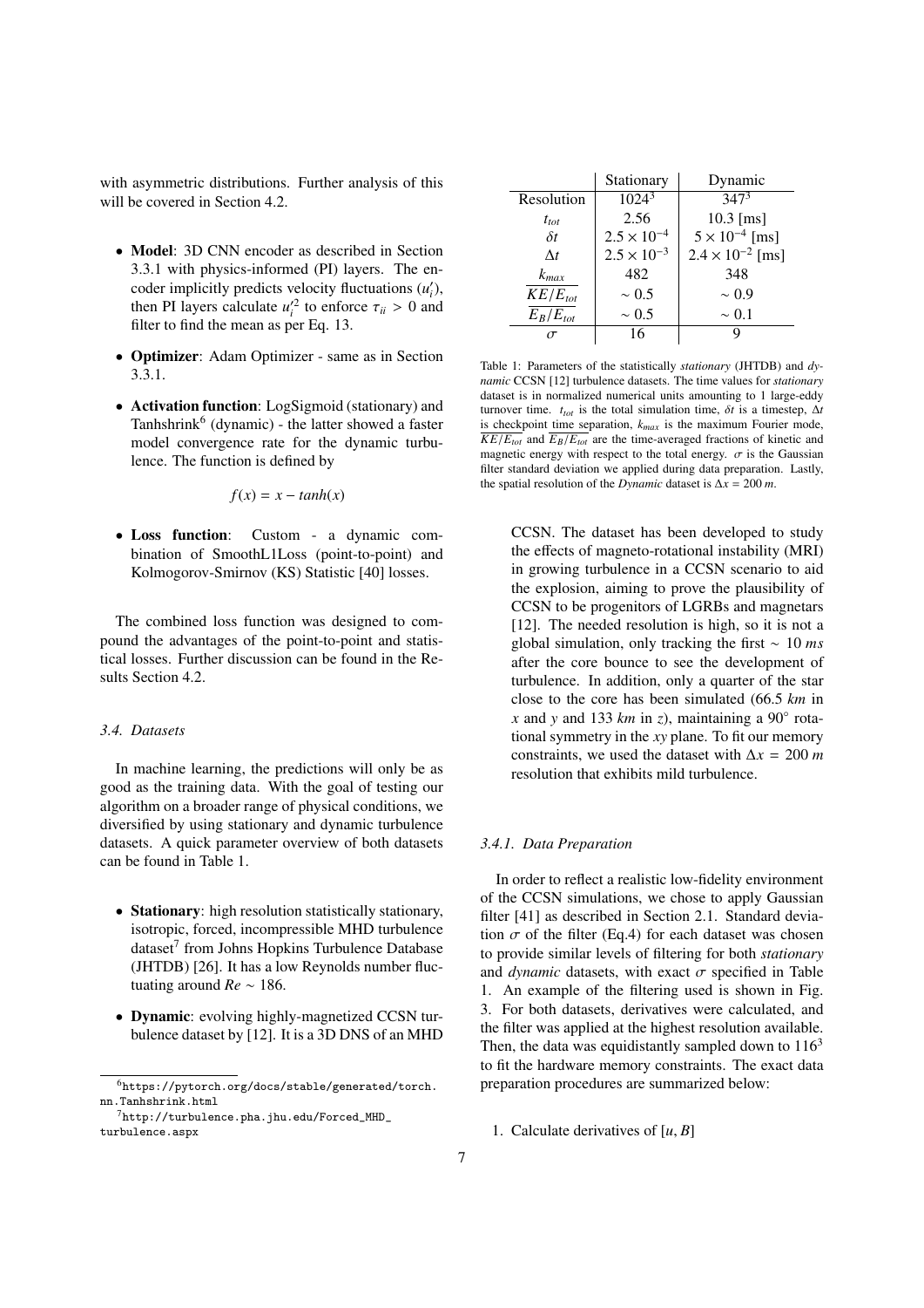with asymmetric distributions. Further analysis of this will be covered in Section 4.2.

- **Model**: 3D CNN encoder as described in Section 3.3.1 with physics-informed (PI) layers. The encoder implicitly predicts velocity fluctuations ($u_i'$), then PI layers calculate $u_i'^2$ to enforce $\tau_{ii} > 0$ and filter to find the mean as per Eq. 13.
- **Optimizer**: Adam Optimizer - same as in Section 3.3.1.
- **Activation function**: LogSigmoid (stationary) and Tanhshrink[6] (dynamic) - the latter showed a faster model convergence rate for the dynamic turbulence. The function is defined by

$$f(x) = x - tanh(x)$$

- **Loss function**: Custom - a dynamic combination of SmoothL1Loss (point-to-point) and Kolmogorov-Smirnov (KS) Statistic [40] losses.

The combined loss function was designed to compound the advantages of the point-to-point and statistical losses. Further discussion can be found in the Results Section 4.2.

### 3.4. Datasets

In machine learning, the predictions will only be as good as the training data. With the goal of testing our algorithm on a broader range of physical conditions, we diversified by using stationary and dynamic turbulence datasets. A quick parameter overview of both datasets can be found in Table 1.

- **Stationary**: high resolution statistically stationary, isotropic, forced, incompressible MHD turbulence dataset[7] from Johns Hopkins Turbulence Database (JHTDB) [26]. It has a low Reynolds number fluctuating around $Re \sim 186$.
- **Dynamic**: evolving highly-magnetized CCSN turbulence dataset by [12]. It is a 3D DNS of an MHD CCSN. The dataset has been developed to study the effects of magneto-rotational instability (MRI) in growing turbulence in a CCSN scenario to aid the explosion, aiming to prove the plausibility of CCSN to be progenitors of LGRBs and magnetars [12]. The needed resolution is high, so it is not a global simulation, only tracking the first $\sim 10\ ms$ after the core bounce to see the development of turbulence. In addition, only a quarter of the star close to the core has been simulated (66.5 *km* in *x* and *y* and 133 *km* in *z*), maintaining a 90° rotational symmetry in the *xy* plane. To fit our memory constraints, we used the dataset with $\Delta x = 200\ m$ resolution that exhibits mild turbulence.

| | Stationary | Dynamic |
|---|---|---|
| Resolution | $1024^3$ | $347^3$ |
| $t_{tot}$ | 2.56 | 10.3 [ms] |
| $\delta t$ | $2.5 \times 10^{-4}$ | $5 \times 10^{-4}$ [ms] |
| $\Delta t$ | $2.5 \times 10^{-3}$ | $2.4 \times 10^{-2}$ [ms] |
| $k_{max}$ | 482 | 348 |
| $\overline{KE/E_{tot}}$ | $\sim 0.5$ | $\sim 0.9$ |
| $\overline{E_B/E_{tot}}$ | $\sim 0.5$ | $\sim 0.1$ |
| $\sigma$ | 16 | 9 |

Table 1: Parameters of the statistically *stationary* (JHTDB) and *dynamic* CCSN [12] turbulence datasets. The time values for *stationary* dataset is in normalized numerical units amounting to 1 large-eddy turnover time. $t_{tot}$ is the total simulation time, $\delta t$ is a timestep, $\Delta t$ is checkpoint time separation, $k_{max}$ is the maximum Fourier mode, $\overline{KE/E_{tot}}$ and $\overline{E_B/E_{tot}}$ are the time-averaged fractions of kinetic and magnetic energy with respect to the total energy. $\sigma$ is the Gaussian filter standard deviation we applied during data preparation. Lastly, the spatial resolution of the *Dynamic* dataset is $\Delta x = 200\ m$.

#### 3.4.1. Data Preparation

In order to reflect a realistic low-fidelity environment of the CCSN simulations, we chose to apply Gaussian filter [41] as described in Section 2.1. Standard deviation $\sigma$ of the filter (Eq.4) for each dataset was chosen to provide similar levels of filtering for both *stationary* and *dynamic* datasets, with exact $\sigma$ specified in Table 1. An example of the filtering used is shown in Fig. 3. For both datasets, derivatives were calculated, and the filter was applied at the highest resolution available. Then, the data was equidistantly sampled down to $116^3$ to fit the hardware memory constraints. The exact data preparation procedures are summarized below:

1. Calculate derivatives of $[u, B]$

[6] https://pytorch.org/docs/stable/generated/torch.nn.Tanhshrink.html

[7] http://turbulence.pha.jhu.edu/Forced_MHD_turbulence.aspx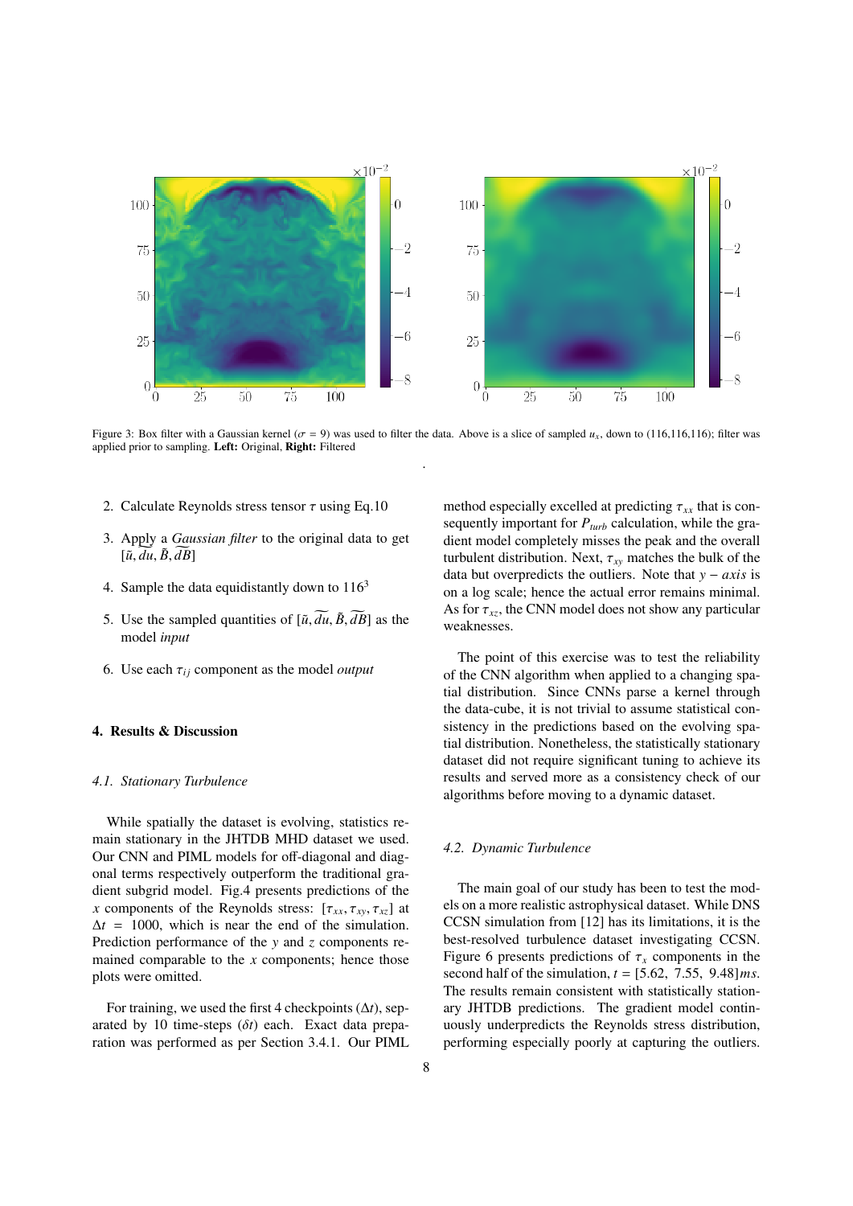Figure 3: Box filter with a Gaussian kernel ($\sigma = 9$) was used to filter the data. Above is a slice of sampled $u_x$, down to (116,116,116); filter was applied prior to sampling. **Left:** Original, **Right:** Filtered

2. Calculate Reynolds stress tensor $\tau$ using Eq.10

3. Apply a *Gaussian filter* to the original data to get $[\tilde{u}, \widetilde{du}, \tilde{B}, \widetilde{dB}]$

4. Sample the data equidistantly down to $116^3$

5. Use the sampled quantities of $[\tilde{u}, \widetilde{du}, \tilde{B}, \widetilde{dB}]$ as the model *input*

6. Use each $\tau_{ij}$ component as the model *output*

## 4. Results & Discussion

### 4.1. Stationary Turbulence

While spatially the dataset is evolving, statistics remain stationary in the JHTDB MHD dataset we used. Our CNN and PIML models for off-diagonal and diagonal terms respectively outperform the traditional gradient subgrid model. Fig.4 presents predictions of the $x$ components of the Reynolds stress: $[\tau_{xx}, \tau_{xy}, \tau_{xz}]$ at $\Delta t = 1000$, which is near the end of the simulation. Prediction performance of the $y$ and $z$ components remained comparable to the $x$ components; hence those plots were omitted.

For training, we used the first 4 checkpoints ($\Delta t$), separated by 10 time-steps ($\delta t$) each. Exact data preparation was performed as per Section 3.4.1. Our PIML method especially excelled at predicting $\tau_{xx}$ that is consequently important for $P_{turb}$ calculation, while the gradient model completely misses the peak and the overall turbulent distribution. Next, $\tau_{xy}$ matches the bulk of the data but overpredicts the outliers. Note that $y - axis$ is on a log scale; hence the actual error remains minimal. As for $\tau_{xz}$, the CNN model does not show any particular weaknesses.

The point of this exercise was to test the reliability of the CNN algorithm when applied to a changing spatial distribution. Since CNNs parse a kernel through the data-cube, it is not trivial to assume statistical consistency in the predictions based on the evolving spatial distribution. Nonetheless, the statistically stationary dataset did not require significant tuning to achieve its results and served more as a consistency check of our algorithms before moving to a dynamic dataset.

### 4.2. Dynamic Turbulence

The main goal of our study has been to test the models on a more realistic astrophysical dataset. While DNS CCSN simulation from [12] has its limitations, it is the best-resolved turbulence dataset investigating CCSN. Figure 6 presents predictions of $\tau_x$ components in the second half of the simulation, $t = [5.62,\ 7.55,\ 9.48]ms$. The results remain consistent with statistically stationary JHTDB predictions. The gradient model continuously underpredicts the Reynolds stress distribution, performing especially poorly at capturing the outliers.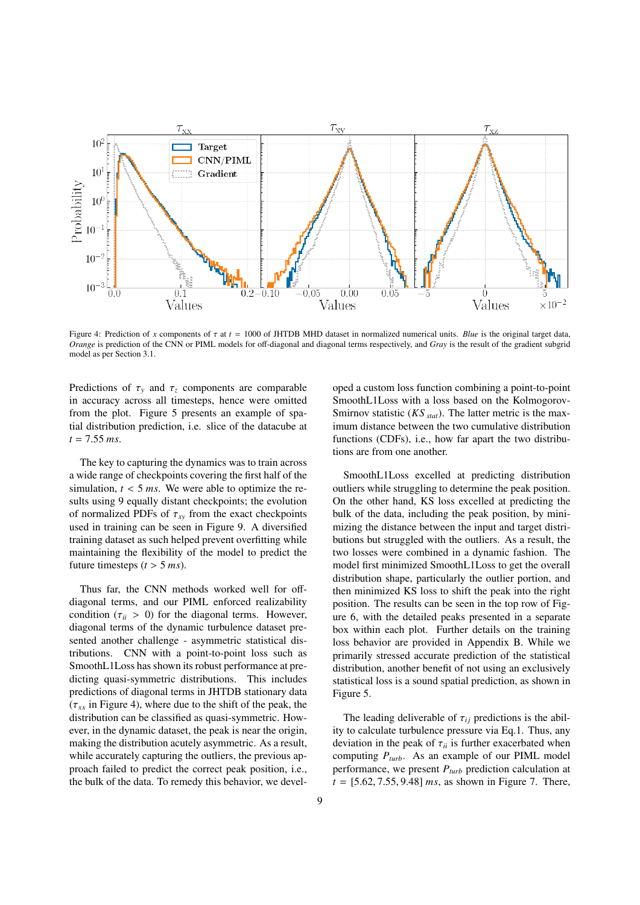Figure 4: Prediction of $x$ components of $\tau$ at $t = 1000$ of JHTDB MHD dataset in normalized numerical units. *Blue* is the original target data, *Orange* is prediction of the CNN or PIML models for off-diagonal and diagonal terms respectively, and *Gray* is the result of the gradient subgrid model as per Section 3.1.

Predictions of $\tau_y$ and $\tau_z$ components are comparable in accuracy across all timesteps, hence were omitted from the plot. Figure 5 presents an example of spatial distribution prediction, i.e. slice of the datacube at $t = 7.55\ ms$.

The key to capturing the dynamics was to train across a wide range of checkpoints covering the first half of the simulation, $t < 5\ ms$. We were able to optimize the results using 9 equally distant checkpoints; the evolution of normalized PDFs of $\tau_{xy}$ from the exact checkpoints used in training can be seen in Figure 9. A diversified training dataset as such helped prevent overfitting while maintaining the flexibility of the model to predict the future timesteps ($t > 5\ ms$).

Thus far, the CNN methods worked well for off-diagonal terms, and our PIML enforced realizability condition ($\tau_{ii} > 0$) for the diagonal terms. However, diagonal terms of the dynamic turbulence dataset presented another challenge - asymmetric statistical distributions. CNN with a point-to-point loss such as SmoothL1Loss has shown its robust performance at predicting quasi-symmetric distributions. This includes predictions of diagonal terms in JHTDB stationary data ($\tau_{xx}$ in Figure 4), where due to the shift of the peak, the distribution can be classified as quasi-symmetric. However, in the dynamic dataset, the peak is near the origin, making the distribution acutely asymmetric. As a result, while accurately capturing the outliers, the previous approach failed to predict the correct peak position, i.e., the bulk of the data. To remedy this behavior, we developed a custom loss function combining a point-to-point SmoothL1Loss with a loss based on the Kolmogorov-Smirnov statistic ($KS_{stat}$). The latter metric is the maximum distance between the two cumulative distribution functions (CDFs), i.e., how far apart the two distributions are from one another.

SmoothL1Loss excelled at predicting distribution outliers while struggling to determine the peak position. On the other hand, KS loss excelled at predicting the bulk of the data, including the peak position, by minimizing the distance between the input and target distributions but struggled with the outliers. As a result, the two losses were combined in a dynamic fashion. The model first minimized SmoothL1Loss to get the overall distribution shape, particularly the outlier portion, and then minimized KS loss to shift the peak into the right position. The results can be seen in the top row of Figure 6, with the detailed peaks presented in a separate box within each plot. Further details on the training loss behavior are provided in Appendix B. While we primarily stressed accurate prediction of the statistical distribution, another benefit of not using an exclusively statistical loss is a sound spatial prediction, as shown in Figure 5.

The leading deliverable of $\tau_{ij}$ predictions is the ability to calculate turbulence pressure via Eq.1. Thus, any deviation in the peak of $\tau_{ii}$ is further exacerbated when computing $P_{turb}$. As an example of our PIML model performance, we present $P_{turb}$ prediction calculation at $t = [5.62, 7.55, 9.48]\ ms$, as shown in Figure 7. There,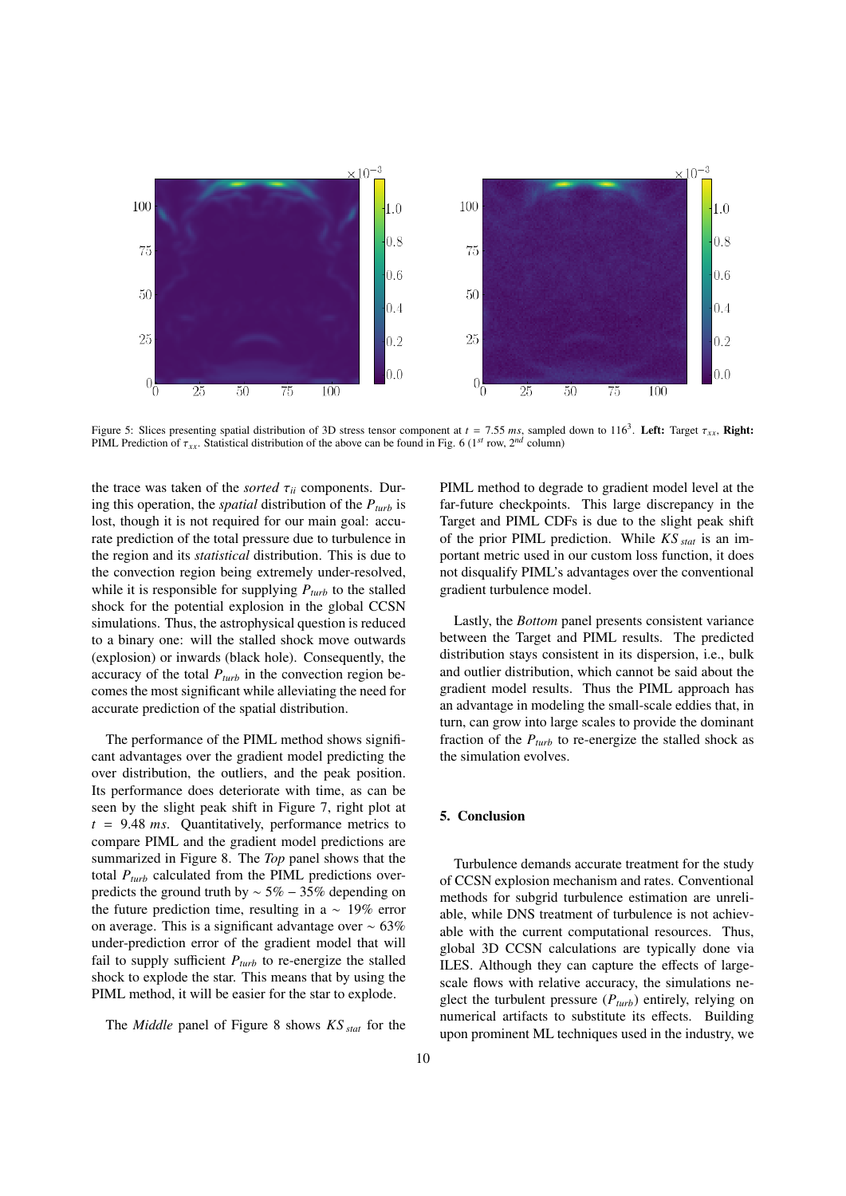Figure 5: Slices presenting spatial distribution of 3D stress tensor component at $t = 7.55$ *ms*, sampled down to $116^3$. **Left:** Target $\tau_{xx}$, **Right:** PIML Prediction of $\tau_{xx}$. Statistical distribution of the above can be found in Fig. 6 ($1^{st}$ row, $2^{nd}$ column)

the trace was taken of the *sorted* $\tau_{ii}$ components. During this operation, the *spatial* distribution of the $P_{turb}$ is lost, though it is not required for our main goal: accurate prediction of the total pressure due to turbulence in the region and its *statistical* distribution. This is due to the convection region being extremely under-resolved, while it is responsible for supplying $P_{turb}$ to the stalled shock for the potential explosion in the global CCSN simulations. Thus, the astrophysical question is reduced to a binary one: will the stalled shock move outwards (explosion) or inwards (black hole). Consequently, the accuracy of the total $P_{turb}$ in the convection region becomes the most significant while alleviating the need for accurate prediction of the spatial distribution.

The performance of the PIML method shows significant advantages over the gradient model predicting the over distribution, the outliers, and the peak position. Its performance does deteriorate with time, as can be seen by the slight peak shift in Figure 7, right plot at $t = 9.48$ *ms*. Quantitatively, performance metrics to compare PIML and the gradient model predictions are summarized in Figure 8. The *Top* panel shows that the total $P_{turb}$ calculated from the PIML predictions over-predicts the ground truth by $\sim 5\% - 35\%$ depending on the future prediction time, resulting in a $\sim 19\%$ error on average. This is a significant advantage over $\sim 63\%$ under-prediction error of the gradient model that will fail to supply sufficient $P_{turb}$ to re-energize the stalled shock to explode the star. This means that by using the PIML method, it will be easier for the star to explode.

The *Middle* panel of Figure 8 shows $KS_{stat}$ for the PIML method to degrade to gradient model level at the far-future checkpoints. This large discrepancy in the Target and PIML CDFs is due to the slight peak shift of the prior PIML prediction. While $KS_{stat}$ is an important metric used in our custom loss function, it does not disqualify PIML's advantages over the conventional gradient turbulence model.

Lastly, the *Bottom* panel presents consistent variance between the Target and PIML results. The predicted distribution stays consistent in its dispersion, i.e., bulk and outlier distribution, which cannot be said about the gradient model results. Thus the PIML approach has an advantage in modeling the small-scale eddies that, in turn, can grow into large scales to provide the dominant fraction of the $P_{turb}$ to re-energize the stalled shock as the simulation evolves.

## 5. Conclusion

Turbulence demands accurate treatment for the study of CCSN explosion mechanism and rates. Conventional methods for subgrid turbulence estimation are unreliable, while DNS treatment of turbulence is not achievable with the current computational resources. Thus, global 3D CCSN calculations are typically done via ILES. Although they can capture the effects of large-scale flows with relative accuracy, the simulations neglect the turbulent pressure ($P_{turb}$) entirely, relying on numerical artifacts to substitute its effects. Building upon prominent ML techniques used in the industry, we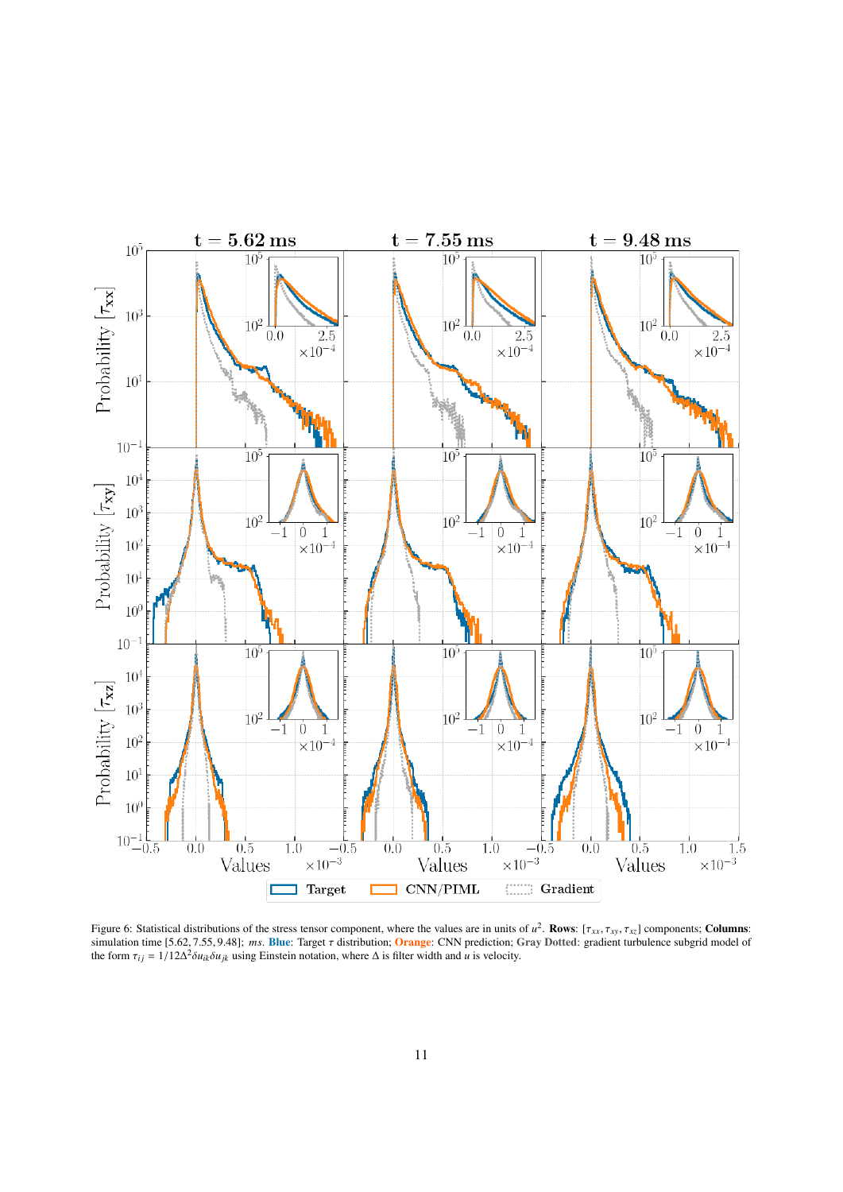Figure 6: Statistical distributions of the stress tensor component, where the values are in units of $u^2$. **Rows**: $[\tau_{xx}, \tau_{xy}, \tau_{xz}]$ components; **Columns**: simulation time $[5.62, 7.55, 9.48]$; *ms*. **Blue**: Target $\tau$ distribution; **Orange**: CNN prediction; **Gray Dotted**: gradient turbulence subgrid model of the form $\tau_{ij} = 1/12\Delta^2 \delta u_{ik} \delta u_{jk}$ using Einstein notation, where $\Delta$ is filter width and $u$ is velocity.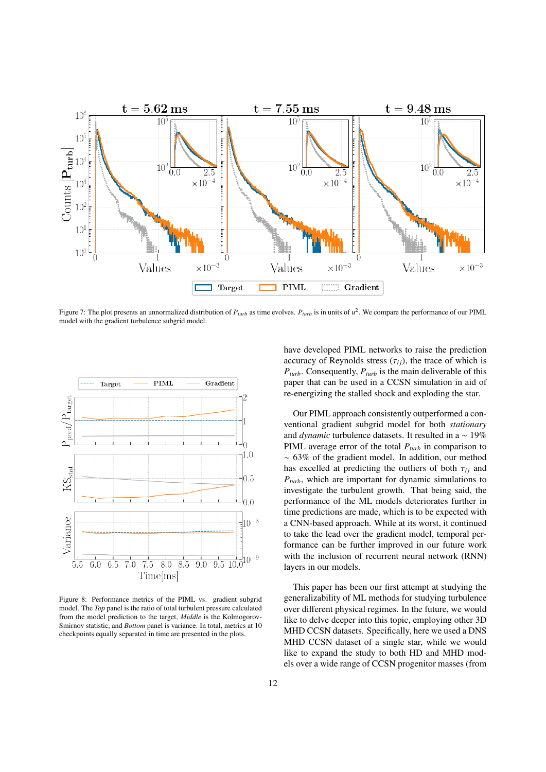Figure 7: The plot presents an unnormalized distribution of $P_{turb}$ as time evolves. $P_{turb}$ is in units of $u^2$. We compare the performance of our PIML model with the gradient turbulence subgrid model.

Figure 8: Performance metrics of the PIML vs. gradient subgrid model. The *Top* panel is the ratio of total turbulent pressure calculated from the model prediction to the target, *Middle* is the Kolmogorov-Smirnov statistic, and *Bottom* panel is variance. In total, metrics at 10 checkpoints equally separated in time are presented in the plots.

have developed PIML networks to raise the prediction accuracy of Reynolds stress ($\tau_{ij}$), the trace of which is $P_{turb}$. Consequently, $P_{turb}$ is the main deliverable of this paper that can be used in a CCSN simulation in aid of re-energizing the stalled shock and exploding the star.

Our PIML approach consistently outperformed a conventional gradient subgrid model for both *stationary* and *dynamic* turbulence datasets. It resulted in a $\sim 19\%$ PIML average error of the total $P_{turb}$ in comparison to $\sim 63\%$ of the gradient model. In addition, our method has excelled at predicting the outliers of both $\tau_{ij}$ and $P_{turb}$, which are important for dynamic simulations to investigate the turbulent growth. That being said, the performance of the ML models deteriorates further in time predictions are made, which is to be expected with a CNN-based approach. While at its worst, it continued to take the lead over the gradient model, temporal performance can be further improved in our future work with the inclusion of recurrent neural network (RNN) layers in our models.

This paper has been our first attempt at studying the generalizability of ML methods for studying turbulence over different physical regimes. In the future, we would like to delve deeper into this topic, employing other 3D MHD CCSN datasets. Specifically, here we used a DNS MHD CCSN dataset of a single star, while we would like to expand the study to both HD and MHD models over a wide range of CCSN progenitor masses (from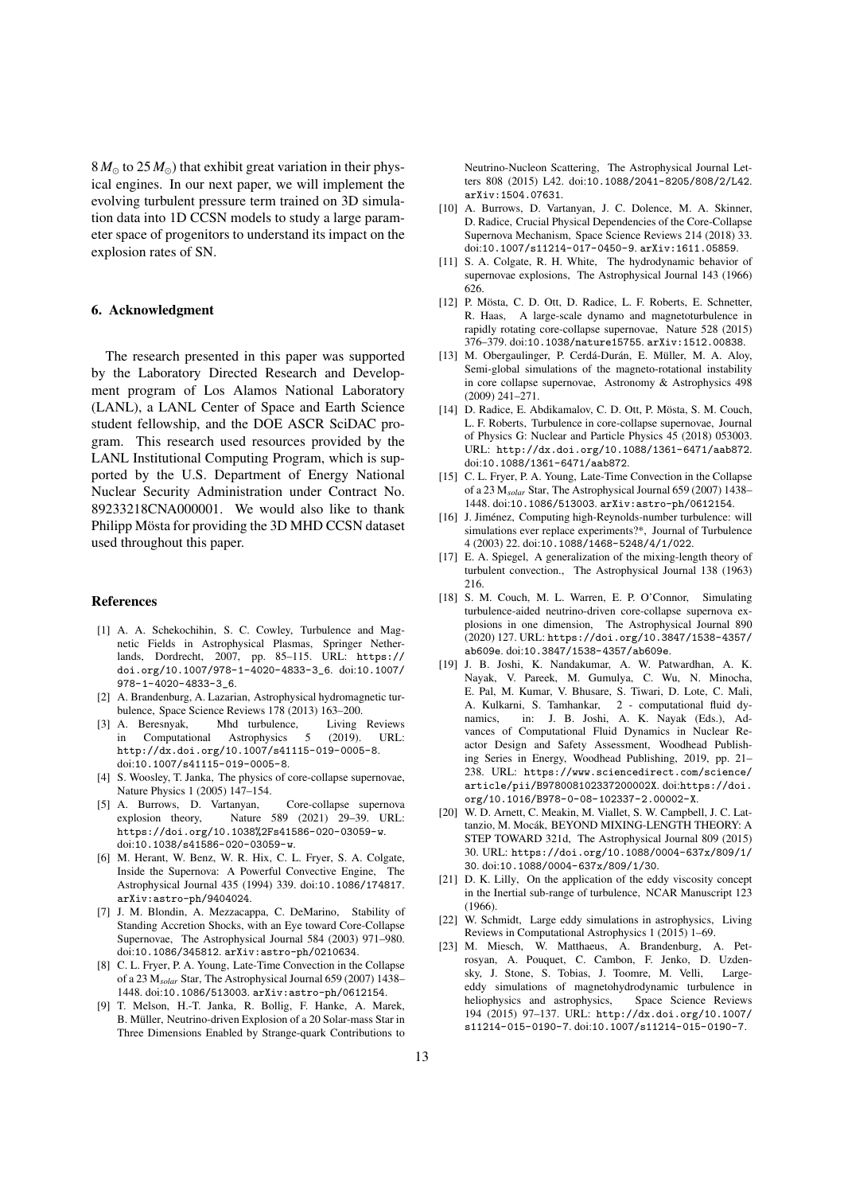$8\,M_{\odot}$ to $25\,M_{\odot}$) that exhibit great variation in their physical engines. In our next paper, we will implement the evolving turbulent pressure term trained on 3D simulation data into 1D CCSN models to study a large parameter space of progenitors to understand its impact on the explosion rates of SN.

## 6. Acknowledgment

The research presented in this paper was supported by the Laboratory Directed Research and Development program of Los Alamos National Laboratory (LANL), a LANL Center of Space and Earth Science student fellowship, and the DOE ASCR SciDAC program. This research used resources provided by the LANL Institutional Computing Program, which is supported by the U.S. Department of Energy National Nuclear Security Administration under Contract No. 89233218CNA000001. We would also like to thank Philipp Mösta for providing the 3D MHD CCSN dataset used throughout this paper.

## References

[1] A. A. Schekochihin, S. C. Cowley, Turbulence and Magnetic Fields in Astrophysical Plasmas, Springer Netherlands, Dordrecht, 2007, pp. 85–115. URL: https://doi.org/10.1007/978-1-4020-4833-3_6. doi:10.1007/978-1-4020-4833-3_6.

[2] A. Brandenburg, A. Lazarian, Astrophysical hydromagnetic turbulence, Space Science Reviews 178 (2013) 163–200.

[3] A. Beresnyak, Mhd turbulence, Living Reviews in Computational Astrophysics 5 (2019). URL: http://dx.doi.org/10.1007/s41115-019-0005-8. doi:10.1007/s41115-019-0005-8.

[4] S. Woosley, T. Janka, The physics of core-collapse supernovae, Nature Physics 1 (2005) 147–154.

[5] A. Burrows, D. Vartanyan, Core-collapse supernova explosion theory, Nature 589 (2021) 29–39. URL: https://doi.org/10.1038%2Fs41586-020-03059-w. doi:10.1038/s41586-020-03059-w.

[6] M. Herant, W. Benz, W. R. Hix, C. L. Fryer, S. A. Colgate, Inside the Supernova: A Powerful Convective Engine, The Astrophysical Journal 435 (1994) 339. doi:10.1086/174817. arXiv:astro-ph/9404024.

[7] J. M. Blondin, A. Mezzacappa, C. DeMarino, Stability of Standing Accretion Shocks, with an Eye toward Core-Collapse Supernovae, The Astrophysical Journal 584 (2003) 971–980. doi:10.1086/345812. arXiv:astro-ph/0210634.

[8] C. L. Fryer, P. A. Young, Late-Time Convection in the Collapse of a 23 $M_{solar}$ Star, The Astrophysical Journal 659 (2007) 1438–1448. doi:10.1086/513003. arXiv:astro-ph/0612154.

[9] T. Melson, H.-T. Janka, R. Bollig, F. Hanke, A. Marek, B. Müller, Neutrino-driven Explosion of a 20 Solar-mass Star in Three Dimensions Enabled by Strange-quark Contributions to Neutrino-Nucleon Scattering, The Astrophysical Journal Letters 808 (2015) L42. doi:10.1088/2041-8205/808/2/L42. arXiv:1504.07631.

[10] A. Burrows, D. Vartanyan, J. C. Dolence, M. A. Skinner, D. Radice, Crucial Physical Dependencies of the Core-Collapse Supernova Mechanism, Space Science Reviews 214 (2018) 33. doi:10.1007/s11214-017-0450-9. arXiv:1611.05859.

[11] S. A. Colgate, R. H. White, The hydrodynamic behavior of supernovae explosions, The Astrophysical Journal 143 (1966) 626.

[12] P. Mösta, C. D. Ott, D. Radice, L. F. Roberts, E. Schnetter, R. Haas, A large-scale dynamo and magnetoturbulence in rapidly rotating core-collapse supernovae, Nature 528 (2015) 376–379. doi:10.1038/nature15755. arXiv:1512.00838.

[13] M. Obergaulinger, P. Cerdá-Durán, E. Müller, M. A. Aloy, Semi-global simulations of the magneto-rotational instability in core collapse supernovae, Astronomy & Astrophysics 498 (2009) 241–271.

[14] D. Radice, E. Abdikamalov, C. D. Ott, P. Mösta, S. M. Couch, L. F. Roberts, Turbulence in core-collapse supernovae, Journal of Physics G: Nuclear and Particle Physics 45 (2018) 053003. URL: http://dx.doi.org/10.1088/1361-6471/aab872. doi:10.1088/1361-6471/aab872.

[15] C. L. Fryer, P. A. Young, Late-Time Convection in the Collapse of a 23 $M_{solar}$ Star, The Astrophysical Journal 659 (2007) 1438–1448. doi:10.1086/513003. arXiv:astro-ph/0612154.

[16] J. Jiménez, Computing high-Reynolds-number turbulence: will simulations ever replace experiments?*, Journal of Turbulence 4 (2003) 22. doi:10.1088/1468-5248/4/1/022.

[17] E. A. Spiegel, A generalization of the mixing-length theory of turbulent convection., The Astrophysical Journal 138 (1963) 216.

[18] S. M. Couch, M. L. Warren, E. P. O'Connor, Simulating turbulence-aided neutrino-driven core-collapse supernova explosions in one dimension, The Astrophysical Journal 890 (2020) 127. URL: https://doi.org/10.3847/1538-4357/ab609e. doi:10.3847/1538-4357/ab609e.

[19] J. B. Joshi, K. Nandakumar, A. W. Patwardhan, A. K. Nayak, V. Pareek, M. Gumulya, C. Wu, N. Minocha, E. Pal, M. Kumar, V. Bhusare, S. Tiwari, D. Lote, C. Mali, A. Kulkarni, S. Tamhankar, 2 - computational fluid dynamics, in: J. B. Joshi, A. K. Nayak (Eds.), Advances of Computational Fluid Dynamics in Nuclear Reactor Design and Safety Assessment, Woodhead Publishing Series in Energy, Woodhead Publishing, 2019, pp. 21–238. URL: https://www.sciencedirect.com/science/article/pii/B978008102337200002X. doi:https://doi.org/10.1016/B978-0-08-102337-2.00002-X.

[20] W. D. Arnett, C. Meakin, M. Viallet, S. W. Campbell, J. C. Lattanzio, M. Mocák, BEYOND MIXING-LENGTH THEORY: A STEP TOWARD 321d, The Astrophysical Journal 809 (2015) 30. URL: https://doi.org/10.1088/0004-637x/809/1/30. doi:10.1088/0004-637x/809/1/30.

[21] D. K. Lilly, On the application of the eddy viscosity concept in the Inertial sub-range of turbulence, NCAR Manuscript 123 (1966).

[22] W. Schmidt, Large eddy simulations in astrophysics, Living Reviews in Computational Astrophysics 1 (2015) 1–69.

[23] M. Miesch, W. Matthaeus, A. Brandenburg, A. Petrosyan, A. Pouquet, C. Cambon, F. Jenko, D. Uzdensky, J. Stone, S. Tobias, J. Toomre, M. Velli, Large-eddy simulations of magnetohydrodynamic turbulence in heliophysics and astrophysics, Space Science Reviews 194 (2015) 97–137. URL: http://dx.doi.org/10.1007/s11214-015-0190-7. doi:10.1007/s11214-015-0190-7.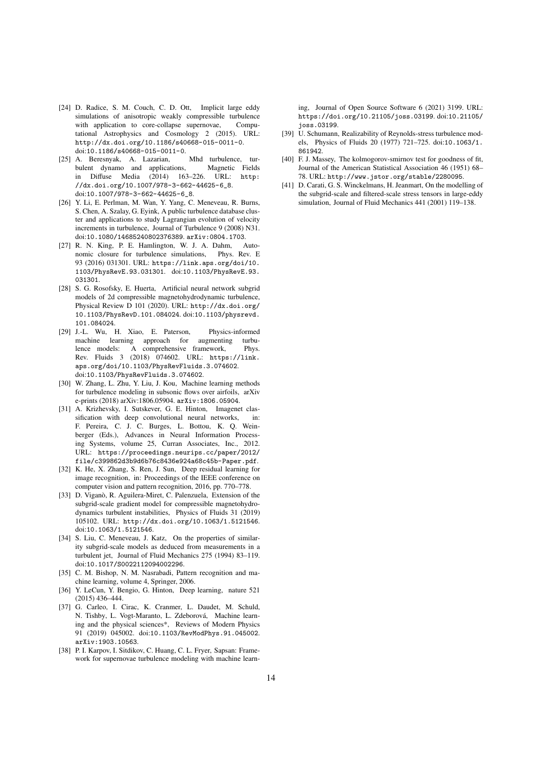[24] D. Radice, S. M. Couch, C. D. Ott, Implicit large eddy simulations of anisotropic weakly compressible turbulence with application to core-collapse supernovae, Computational Astrophysics and Cosmology 2 (2015). URL: http://dx.doi.org/10.1186/s40668-015-0011-0. doi:10.1186/s40668-015-0011-0.

[25] A. Beresnyak, A. Lazarian, Mhd turbulence, turbulent dynamo and applications, Magnetic Fields in Diffuse Media (2014) 163–226. URL: http://dx.doi.org/10.1007/978-3-662-44625-6_8. doi:10.1007/978-3-662-44625-6_8.

[26] Y. Li, E. Perlman, M. Wan, Y. Yang, C. Meneveau, R. Burns, S. Chen, A. Szalay, G. Eyink, A public turbulence database cluster and applications to study Lagrangian evolution of velocity increments in turbulence, Journal of Turbulence 9 (2008) N31. doi:10.1080/14685240802376389. arXiv:0804.1703.

[27] R. N. King, P. E. Hamlington, W. J. A. Dahm, Autonomic closure for turbulence simulations, Phys. Rev. E 93 (2016) 031301. URL: https://link.aps.org/doi/10.1103/PhysRevE.93.031301. doi:10.1103/PhysRevE.93.031301.

[28] S. G. Rosofsky, E. Huerta, Artificial neural network subgrid models of 2d compressible magnetohydrodynamic turbulence, Physical Review D 101 (2020). URL: http://dx.doi.org/10.1103/PhysRevD.101.084024. doi:10.1103/physrevd.101.084024.

[29] J.-L. Wu, H. Xiao, E. Paterson, Physics-informed machine learning approach for augmenting turbulence models: A comprehensive framework, Phys. Rev. Fluids 3 (2018) 074602. URL: https://link.aps.org/doi/10.1103/PhysRevFluids.3.074602. doi:10.1103/PhysRevFluids.3.074602.

[30] W. Zhang, L. Zhu, Y. Liu, J. Kou, Machine learning methods for turbulence modeling in subsonic flows over airfoils, arXiv e-prints (2018) arXiv:1806.05904. arXiv:1806.05904.

[31] A. Krizhevsky, I. Sutskever, G. E. Hinton, Imagenet classification with deep convolutional neural networks, in: F. Pereira, C. J. C. Burges, L. Bottou, K. Q. Weinberger (Eds.), Advances in Neural Information Processing Systems, volume 25, Curran Associates, Inc., 2012. URL: https://proceedings.neurips.cc/paper/2012/file/c399862d3b9d6b76c8436e924a68c45b-Paper.pdf.

[32] K. He, X. Zhang, S. Ren, J. Sun, Deep residual learning for image recognition, in: Proceedings of the IEEE conference on computer vision and pattern recognition, 2016, pp. 770–778.

[33] D. Viganò, R. Aguilera-Miret, C. Palenzuela, Extension of the subgrid-scale gradient model for compressible magnetohydrodynamics turbulent instabilities, Physics of Fluids 31 (2019) 105102. URL: http://dx.doi.org/10.1063/1.5121546. doi:10.1063/1.5121546.

[34] S. Liu, C. Meneveau, J. Katz, On the properties of similarity subgrid-scale models as deduced from measurements in a turbulent jet, Journal of Fluid Mechanics 275 (1994) 83–119. doi:10.1017/S0022112094002296.

[35] C. M. Bishop, N. M. Nasrabadi, Pattern recognition and machine learning, volume 4, Springer, 2006.

[36] Y. LeCun, Y. Bengio, G. Hinton, Deep learning, nature 521 (2015) 436–444.

[37] G. Carleo, I. Cirac, K. Cranmer, L. Daudet, M. Schuld, N. Tishby, L. Vogt-Maranto, L. Zdeborová, Machine learning and the physical sciences*, Reviews of Modern Physics 91 (2019) 045002. doi:10.1103/RevModPhys.91.045002. arXiv:1903.10563.

[38] P. I. Karpov, I. Sitdikov, C. Huang, C. L. Fryer, Sapsan: Framework for supernovae turbulence modeling with machine learning, Journal of Open Source Software 6 (2021) 3199. URL: https://doi.org/10.21105/joss.03199. doi:10.21105/joss.03199.

[39] U. Schumann, Realizability of Reynolds-stress turbulence models, Physics of Fluids 20 (1977) 721–725. doi:10.1063/1.861942.

[40] F. J. Massey, The kolmogorov-smirnov test for goodness of fit, Journal of the American Statistical Association 46 (1951) 68–78. URL: http://www.jstor.org/stable/2280095.

[41] D. Carati, G. S. Winckelmans, H. Jeanmart, On the modelling of the subgrid-scale and filtered-scale stress tensors in large-eddy simulation, Journal of Fluid Mechanics 441 (2001) 119–138.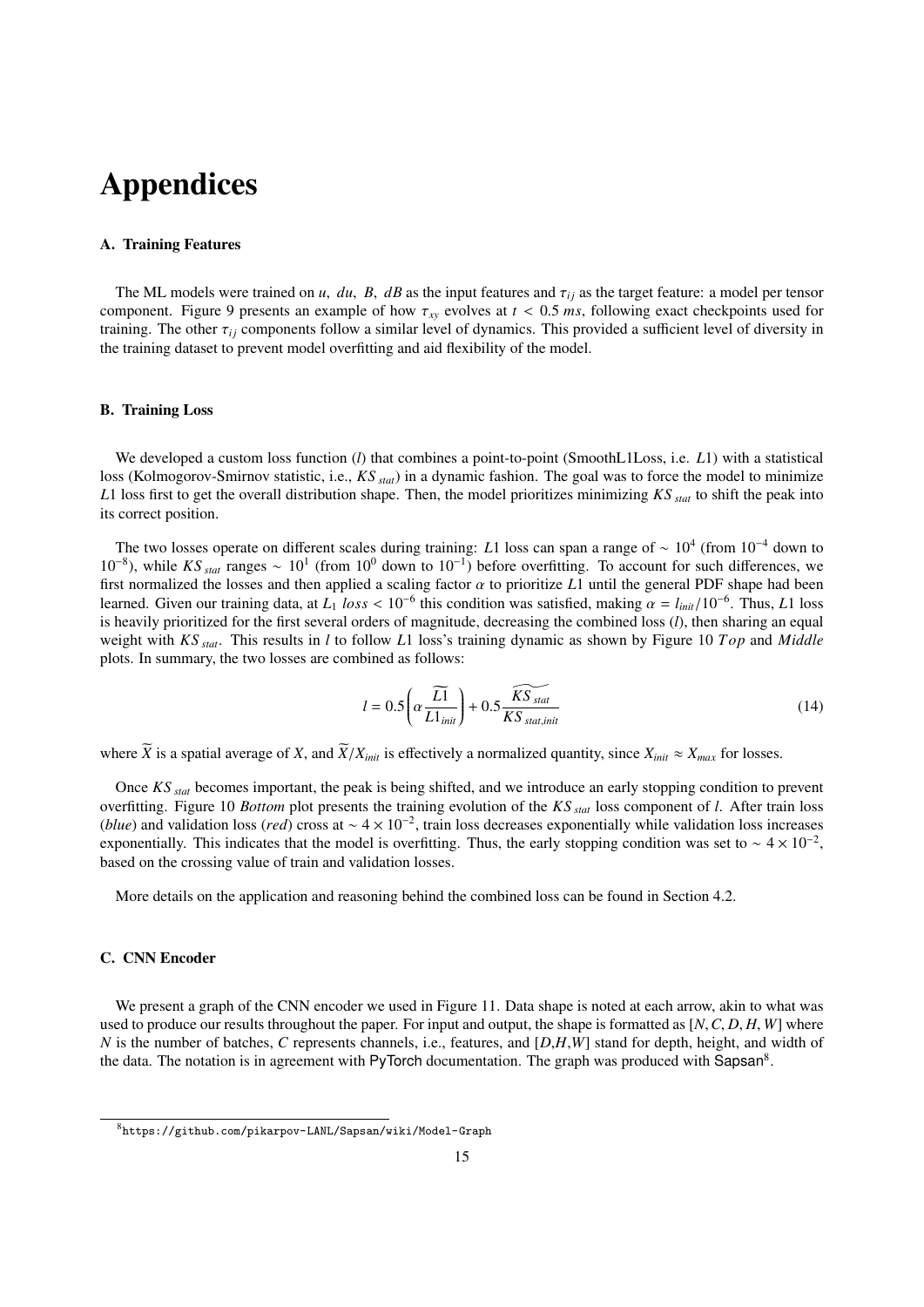# Appendices

### A. Training Features

The ML models were trained on $u$, $du$, $B$, $dB$ as the input features and $\tau_{ij}$ as the target feature: a model per tensor component. Figure 9 presents an example of how $\tau_{xy}$ evolves at $t < 0.5\ ms$, following exact checkpoints used for training. The other $\tau_{ij}$ components follow a similar level of dynamics. This provided a sufficient level of diversity in the training dataset to prevent model overfitting and aid flexibility of the model.

### B. Training Loss

We developed a custom loss function ($l$) that combines a point-to-point (SmoothL1Loss, i.e. $L1$) with a statistical loss (Kolmogorov-Smirnov statistic, i.e., $KS_{stat}$) in a dynamic fashion. The goal was to force the model to minimize $L1$ loss first to get the overall distribution shape. Then, the model prioritizes minimizing $KS_{stat}$ to shift the peak into its correct position.

The two losses operate on different scales during training: $L1$ loss can span a range of $\sim 10^4$ (from $10^{-4}$ down to $10^{-8}$), while $KS_{stat}$ ranges $\sim 10^1$ (from $10^0$ down to $10^{-1}$) before overfitting. To account for such differences, we first normalized the losses and then applied a scaling factor $\alpha$ to prioritize $L1$ until the general PDF shape had been learned. Given our training data, at $L_1\ loss < 10^{-6}$ this condition was satisfied, making $\alpha = l_{init}/10^{-6}$. Thus, $L1$ loss is heavily prioritized for the first several orders of magnitude, decreasing the combined loss ($l$), then sharing an equal weight with $KS_{stat}$. This results in $l$ to follow $L1$ loss's training dynamic as shown by Figure 10 *Top* and *Middle* plots. In summary, the two losses are combined as follows:

$$l = 0.5\left(\alpha \frac{\widetilde{L1}}{L1_{init}}\right) + 0.5\frac{\widetilde{KS_{stat}}}{KS_{stat,init}} \tag{14}$$

where $\widetilde{X}$ is a spatial average of $X$, and $\widetilde{X}/X_{init}$ is effectively a normalized quantity, since $X_{init} \approx X_{max}$ for losses.

Once $KS_{stat}$ becomes important, the peak is being shifted, and we introduce an early stopping condition to prevent overfitting. Figure 10 *Bottom* plot presents the training evolution of the $KS_{stat}$ loss component of $l$. After train loss (*blue*) and validation loss (*red*) cross at $\sim 4 \times 10^{-2}$, train loss decreases exponentially while validation loss increases exponentially. This indicates that the model is overfitting. Thus, the early stopping condition was set to $\sim 4 \times 10^{-2}$, based on the crossing value of train and validation losses.

More details on the application and reasoning behind the combined loss can be found in Section 4.2.

### C. CNN Encoder

We present a graph of the CNN encoder we used in Figure 11. Data shape is noted at each arrow, akin to what was used to produce our results throughout the paper. For input and output, the shape is formatted as $[N, C, D, H, W]$ where $N$ is the number of batches, $C$ represents channels, i.e., features, and $[D,H,W]$ stand for depth, height, and width of the data. The notation is in agreement with PyTorch documentation. The graph was produced with Sapsan[8].

[8] https://github.com/pikarpov-LANL/Sapsan/wiki/Model-Graph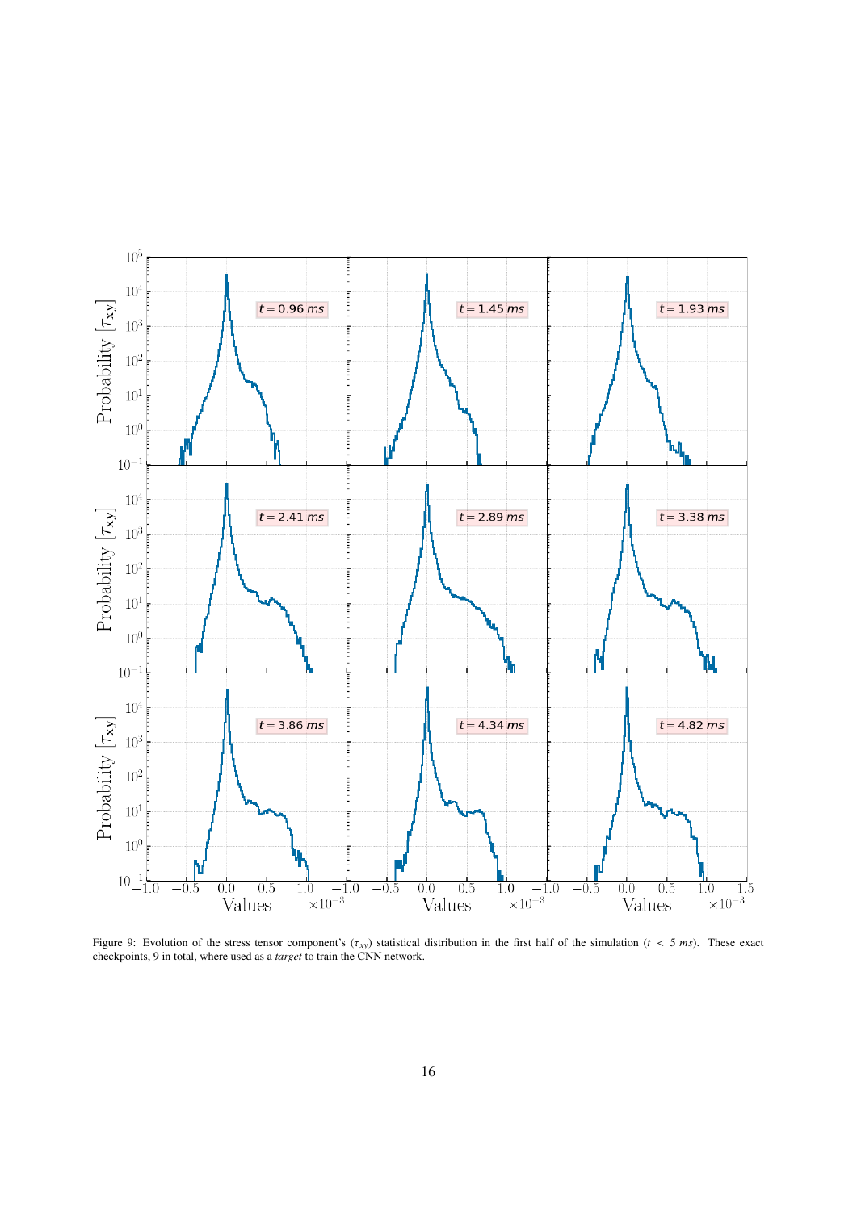Figure 9: Evolution of the stress tensor component's ($\tau_{xy}$) statistical distribution in the first half of the simulation ($t < 5$ *ms*). These exact checkpoints, 9 in total, where used as a *target* to train the CNN network.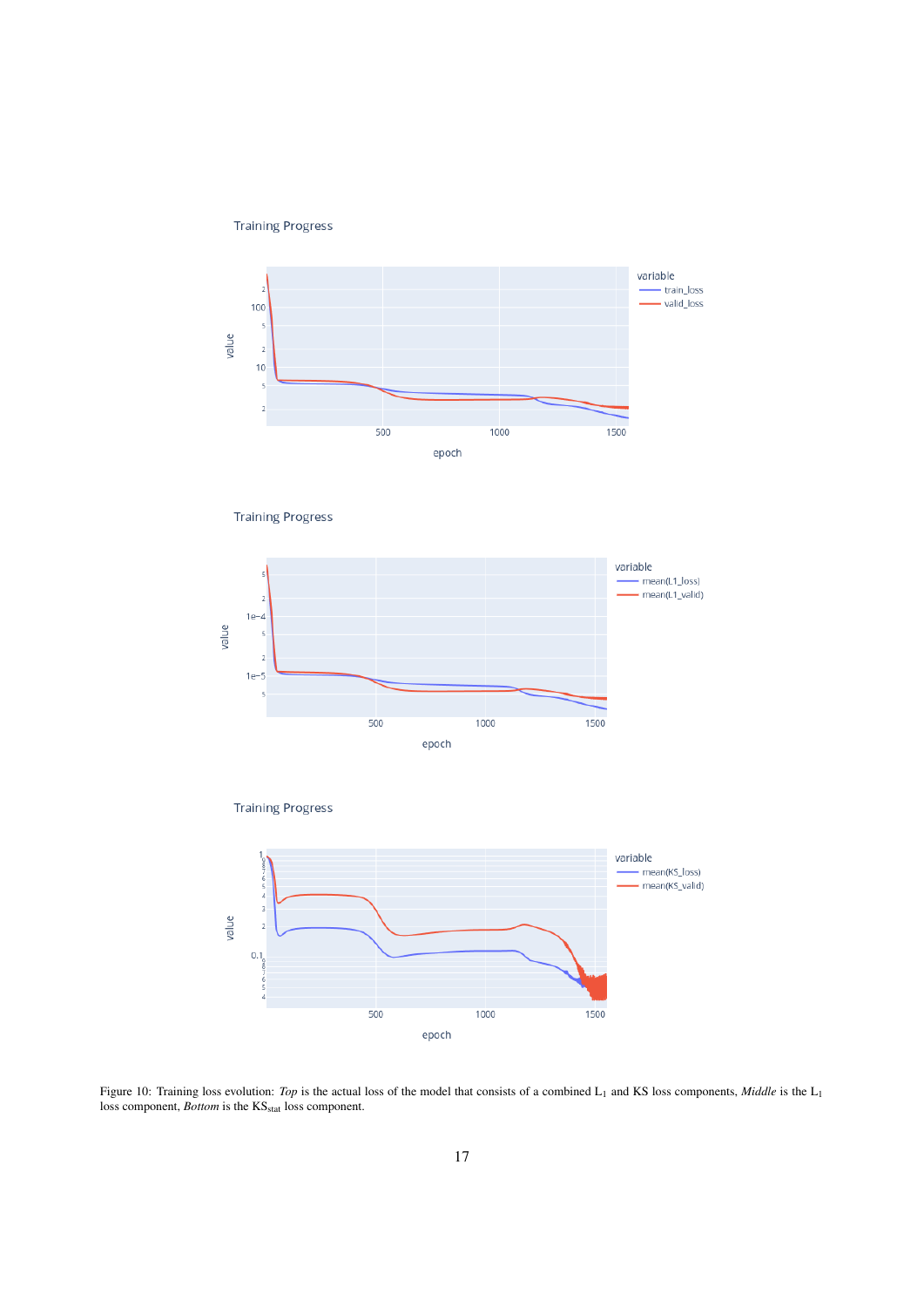Figure 10: Training loss evolution: *Top* is the actual loss of the model that consists of a combined $L_1$ and KS loss components, *Middle* is the $L_1$ loss component, *Bottom* is the $KS_{stat}$ loss component.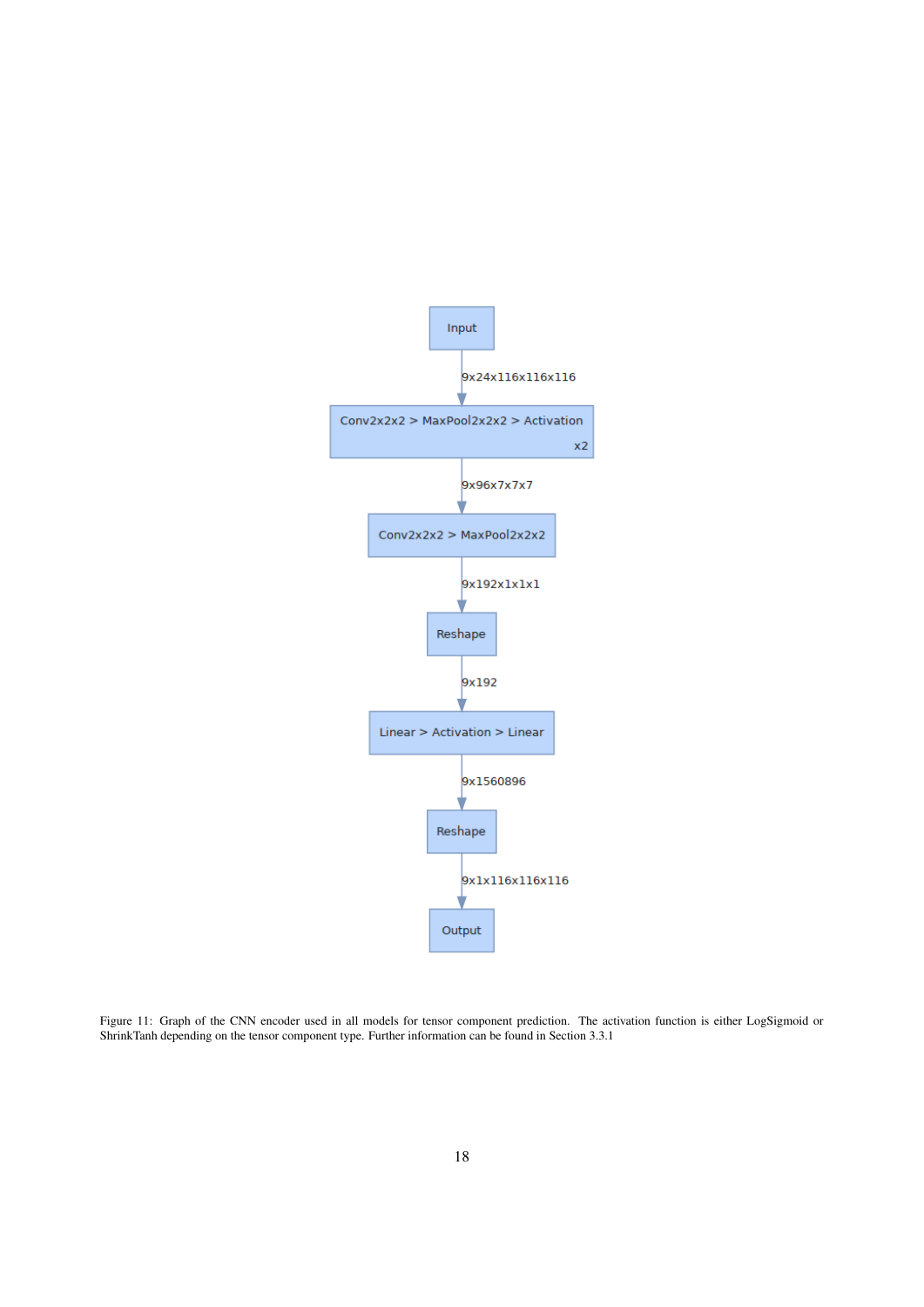Input

9x24x116x116x116

Conv2x2x2 > MaxPool2x2x2 > Activation

x2

9x96x7x7x7

Conv2x2x2 > MaxPool2x2x2

9x192x1x1x1

Reshape

9x192

Linear > Activation > Linear

9x1560896

Reshape

9x1x116x116x116

Output

Figure 11: Graph of the CNN encoder used in all models for tensor component prediction. The activation function is either LogSigmoid or ShrinkTanh depending on the tensor component type. Further information can be found in Section 3.3.1